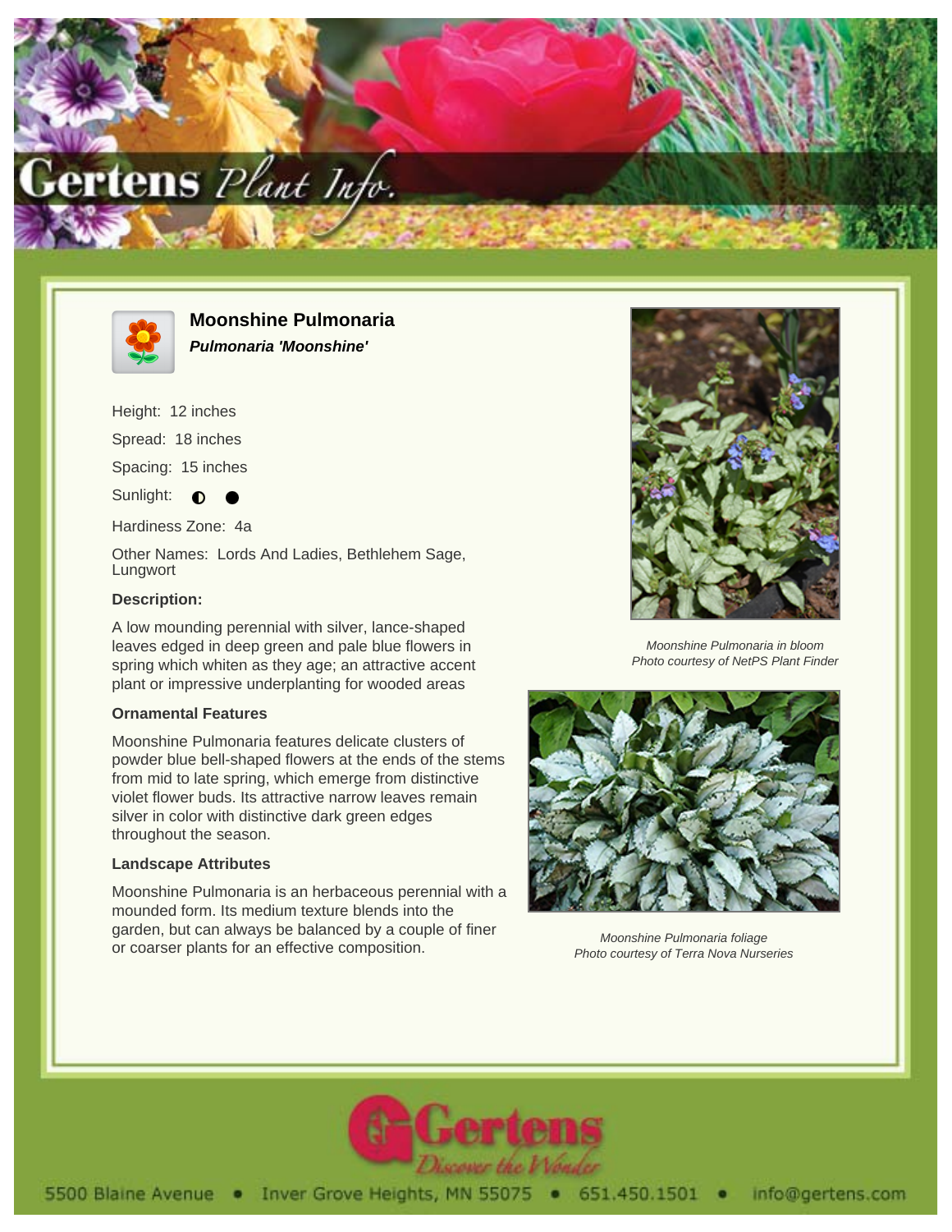# Moonshine Pulmonaria

***Pulmonaria 'Moonshine'***

Height: 12 inches

Spread: 18 inches

Spacing: 15 inches

Sunlight: ◐ ●

Hardiness Zone: 4a

Other Names: Lords And Ladies, Bethlehem Sage, Lungwort

### Description:

A low mounding perennial with silver, lance-shaped leaves edged in deep green and pale blue flowers in spring which whiten as they age; an attractive accent plant or impressive underplanting for wooded areas

### Ornamental Features

Moonshine Pulmonaria features delicate clusters of powder blue bell-shaped flowers at the ends of the stems from mid to late spring, which emerge from distinctive violet flower buds. Its attractive narrow leaves remain silver in color with distinctive dark green edges throughout the season.

### Landscape Attributes

Moonshine Pulmonaria is an herbaceous perennial with a mounded form. Its medium texture blends into the garden, but can always be balanced by a couple of finer or coarser plants for an effective composition.

*Moonshine Pulmonaria in bloom*
*Photo courtesy of NetPS Plant Finder*

*Moonshine Pulmonaria foliage*
*Photo courtesy of Terra Nova Nurseries*

Gertens
*Discover the Wonder*

5500 Blaine Avenue • Inver Grove Heights, MN 55075 • 651.450.1501 • info@gertens.com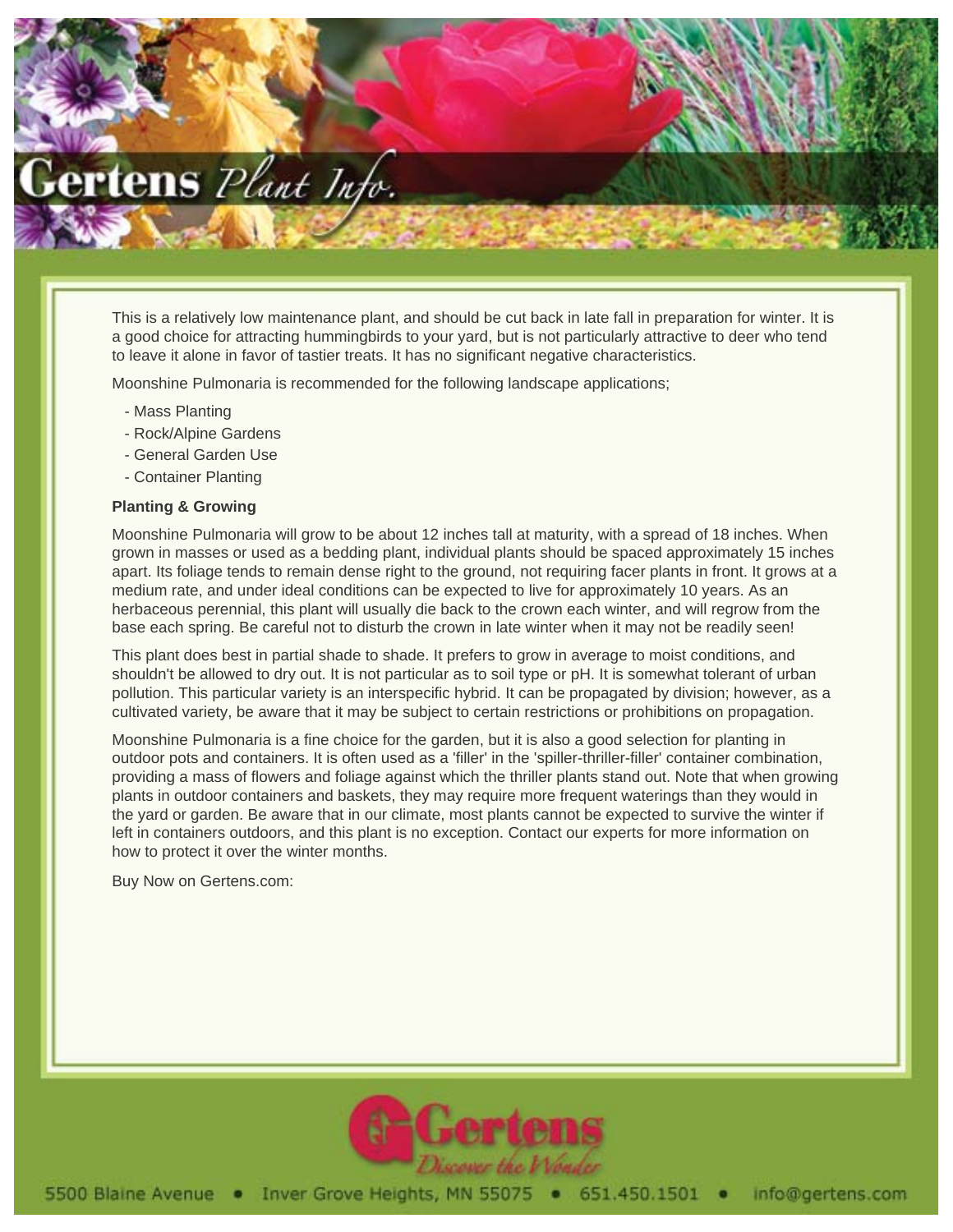This is a relatively low maintenance plant, and should be cut back in late fall in preparation for winter. It is a good choice for attracting hummingbirds to your yard, but is not particularly attractive to deer who tend to leave it alone in favor of tastier treats. It has no significant negative characteristics.

Moonshine Pulmonaria is recommended for the following landscape applications;

- Mass Planting
- Rock/Alpine Gardens
- General Garden Use
- Container Planting

**Planting & Growing**

Moonshine Pulmonaria will grow to be about 12 inches tall at maturity, with a spread of 18 inches. When grown in masses or used as a bedding plant, individual plants should be spaced approximately 15 inches apart. Its foliage tends to remain dense right to the ground, not requiring facer plants in front. It grows at a medium rate, and under ideal conditions can be expected to live for approximately 10 years. As an herbaceous perennial, this plant will usually die back to the crown each winter, and will regrow from the base each spring. Be careful not to disturb the crown in late winter when it may not be readily seen!

This plant does best in partial shade to shade. It prefers to grow in average to moist conditions, and shouldn't be allowed to dry out. It is not particular as to soil type or pH. It is somewhat tolerant of urban pollution. This particular variety is an interspecific hybrid. It can be propagated by division; however, as a cultivated variety, be aware that it may be subject to certain restrictions or prohibitions on propagation.

Moonshine Pulmonaria is a fine choice for the garden, but it is also a good selection for planting in outdoor pots and containers. It is often used as a 'filler' in the 'spiller-thriller-filler' container combination, providing a mass of flowers and foliage against which the thriller plants stand out. Note that when growing plants in outdoor containers and baskets, they may require more frequent waterings than they would in the yard or garden. Be aware that in our climate, most plants cannot be expected to survive the winter if left in containers outdoors, and this plant is no exception. Contact our experts for more information on how to protect it over the winter months.

Buy Now on Gertens.com:

5500 Blaine Avenue • Inver Grove Heights, MN 55075 • 651.450.1501 • info@gertens.com